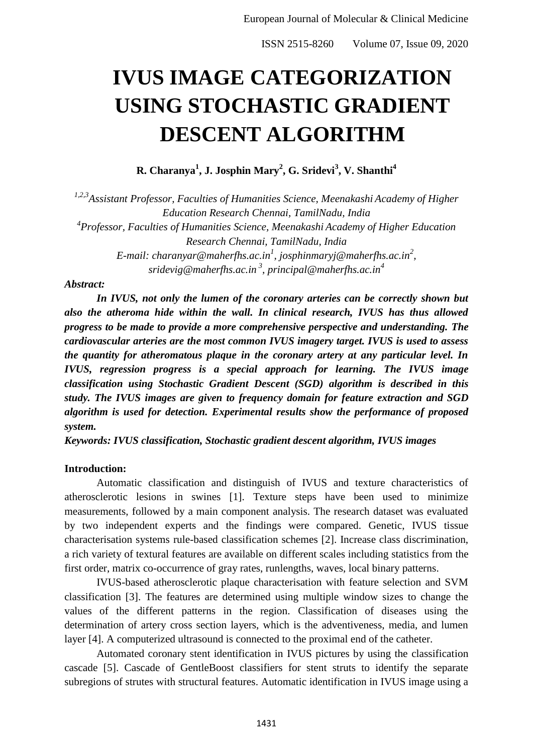# IVUS IMAGE CATEGORIZATION USING STOCHASTIC GRADIENT DESCENT ALGORITHM

**R. Charanya[1], J. Josphin Mary[2], G. Sridevi[3], V. Shanthi[4]**

*[1,2,3]Assistant Professor, Faculties of Humanities Science, Meenakashi Academy of Higher Education Research Chennai, TamilNadu, India*

*[4]Professor, Faculties of Humanities Science, Meenakashi Academy of Higher Education Research Chennai, TamilNadu, India*

*E-mail: charanyar@maherfhs.ac.in[1], josphinmaryj@maherfhs.ac.in[2], sridevig@maherfhs.ac.in[3], principal@maherfhs.ac.in[4]*

***Abstract:***

***In IVUS, not only the lumen of the coronary arteries can be correctly shown but also the atheroma hide within the wall. In clinical research, IVUS has thus allowed progress to be made to provide a more comprehensive perspective and understanding. The cardiovascular arteries are the most common IVUS imagery target. IVUS is used to assess the quantity for atheromatous plaque in the coronary artery at any particular level. In IVUS, regression progress is a special approach for learning. The IVUS image classification using Stochastic Gradient Descent (SGD) algorithm is described in this study. The IVUS images are given to frequency domain for feature extraction and SGD algorithm is used for detection. Experimental results show the performance of proposed system.***

***Keywords: IVUS classification, Stochastic gradient descent algorithm, IVUS images***

**Introduction:**

Automatic classification and distinguish of IVUS and texture characteristics of atherosclerotic lesions in swines [1]. Texture steps have been used to minimize measurements, followed by a main component analysis. The research dataset was evaluated by two independent experts and the findings were compared. Genetic, IVUS tissue characterisation systems rule-based classification schemes [2]. Increase class discrimination, a rich variety of textural features are available on different scales including statistics from the first order, matrix co-occurrence of gray rates, runlengths, waves, local binary patterns.

IVUS-based atherosclerotic plaque characterisation with feature selection and SVM classification [3]. The features are determined using multiple window sizes to change the values of the different patterns in the region. Classification of diseases using the determination of artery cross section layers, which is the adventiveness, media, and lumen layer [4]. A computerized ultrasound is connected to the proximal end of the catheter.

Automated coronary stent identification in IVUS pictures by using the classification cascade [5]. Cascade of GentleBoost classifiers for stent struts to identify the separate subregions of strutes with structural features. Automatic identification in IVUS image using a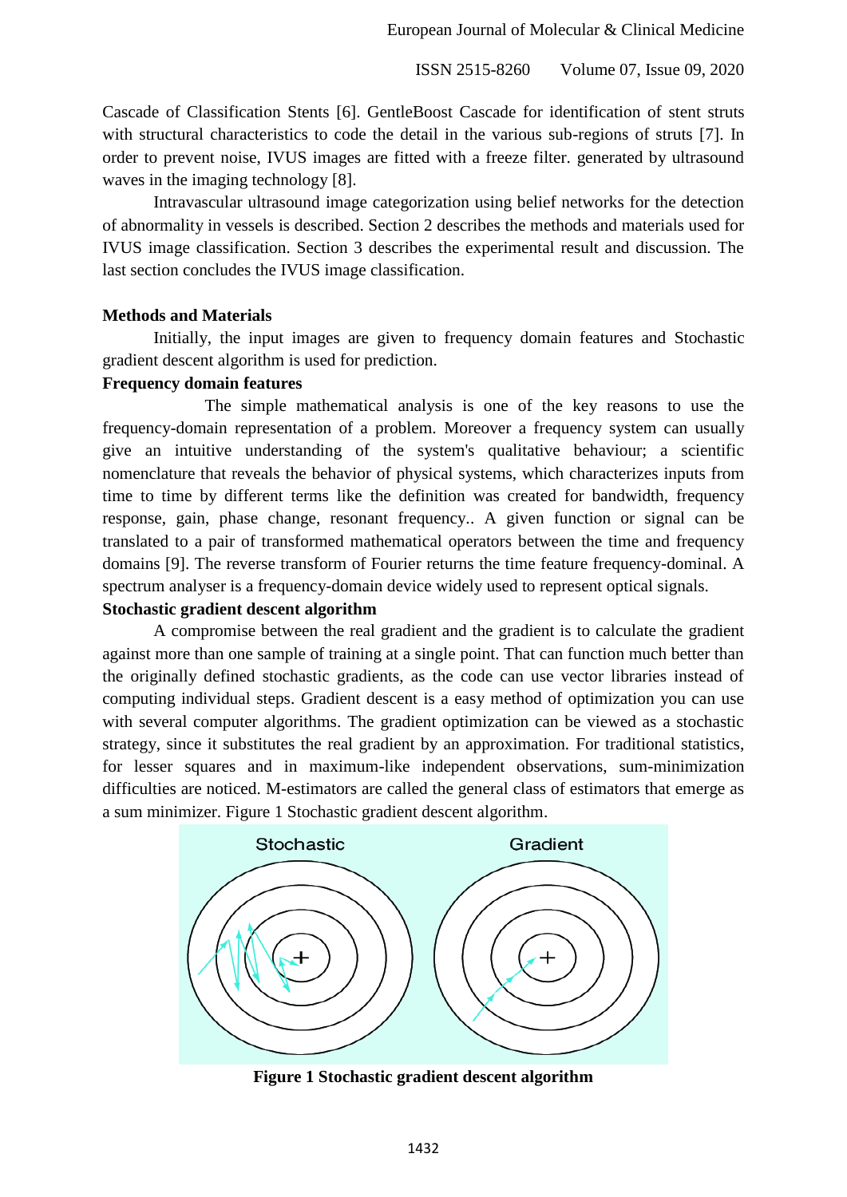Cascade of Classification Stents [6]. GentleBoost Cascade for identification of stent struts with structural characteristics to code the detail in the various sub-regions of struts [7]. In order to prevent noise, IVUS images are fitted with a freeze filter. generated by ultrasound waves in the imaging technology [8].

Intravascular ultrasound image categorization using belief networks for the detection of abnormality in vessels is described. Section 2 describes the methods and materials used for IVUS image classification. Section 3 describes the experimental result and discussion. The last section concludes the IVUS image classification.

## Methods and Materials

Initially, the input images are given to frequency domain features and Stochastic gradient descent algorithm is used for prediction.

### Frequency domain features

The simple mathematical analysis is one of the key reasons to use the frequency-domain representation of a problem. Moreover a frequency system can usually give an intuitive understanding of the system's qualitative behaviour; a scientific nomenclature that reveals the behavior of physical systems, which characterizes inputs from time to time by different terms like the definition was created for bandwidth, frequency response, gain, phase change, resonant frequency.. A given function or signal can be translated to a pair of transformed mathematical operators between the time and frequency domains [9]. The reverse transform of Fourier returns the time feature frequency-dominal. A spectrum analyser is a frequency-domain device widely used to represent optical signals.

### Stochastic gradient descent algorithm

A compromise between the real gradient and the gradient is to calculate the gradient against more than one sample of training at a single point. That can function much better than the originally defined stochastic gradients, as the code can use vector libraries instead of computing individual steps. Gradient descent is a easy method of optimization you can use with several computer algorithms. The gradient optimization can be viewed as a stochastic strategy, since it substitutes the real gradient by an approximation. For traditional statistics, for lesser squares and in maximum-like independent observations, sum-minimization difficulties are noticed. M-estimators are called the general class of estimators that emerge as a sum minimizer. Figure 1 Stochastic gradient descent algorithm.

**Figure 1 Stochastic gradient descent algorithm**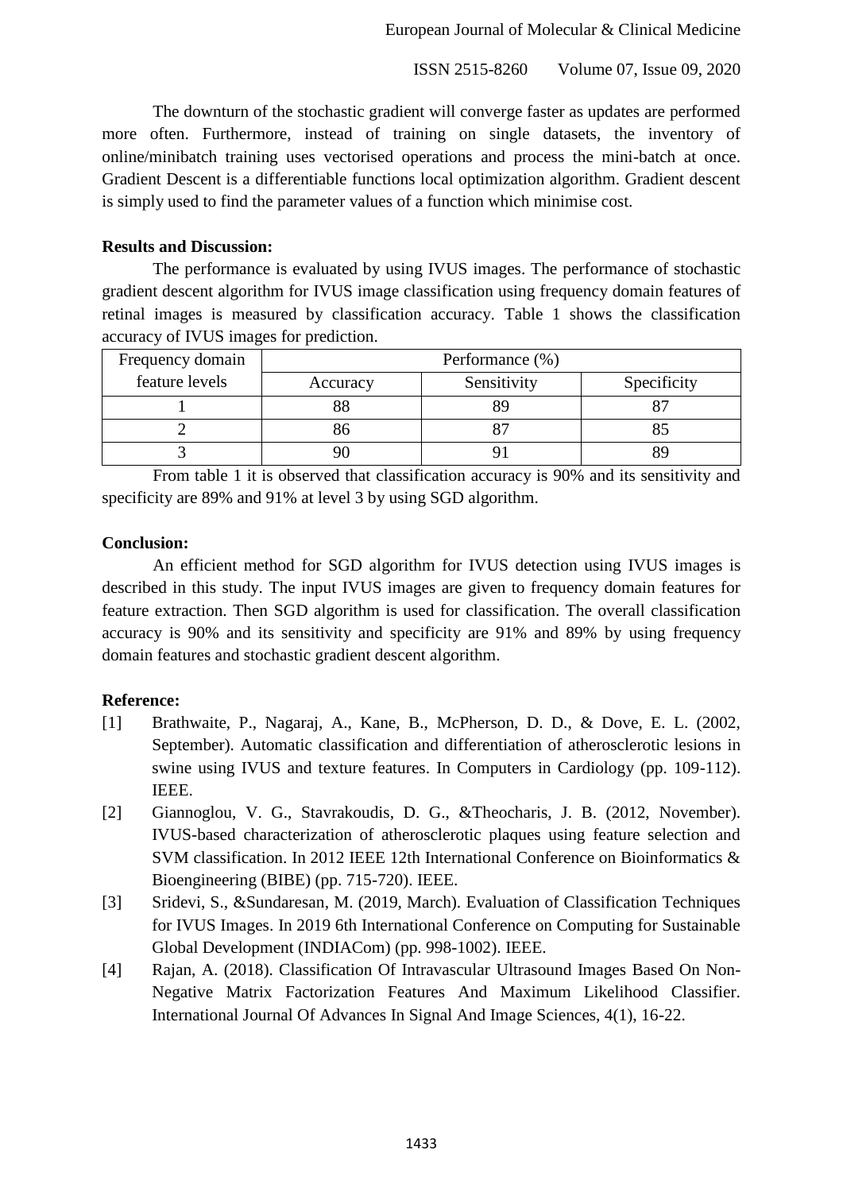The downturn of the stochastic gradient will converge faster as updates are performed more often. Furthermore, instead of training on single datasets, the inventory of online/minibatch training uses vectorised operations and process the mini-batch at once. Gradient Descent is a differentiable functions local optimization algorithm. Gradient descent is simply used to find the parameter values of a function which minimise cost.

**Results and Discussion:**

The performance is evaluated by using IVUS images. The performance of stochastic gradient descent algorithm for IVUS image classification using frequency domain features of retinal images is measured by classification accuracy. Table 1 shows the classification accuracy of IVUS images for prediction.

| Frequency domain feature levels | Performance (%) | | |
|---|---|---|---|
| | Accuracy | Sensitivity | Specificity |
| 1 | 88 | 89 | 87 |
| 2 | 86 | 87 | 85 |
| 3 | 90 | 91 | 89 |

From table 1 it is observed that classification accuracy is 90% and its sensitivity and specificity are 89% and 91% at level 3 by using SGD algorithm.

**Conclusion:**

An efficient method for SGD algorithm for IVUS detection using IVUS images is described in this study. The input IVUS images are given to frequency domain features for feature extraction. Then SGD algorithm is used for classification. The overall classification accuracy is 90% and its sensitivity and specificity are 91% and 89% by using frequency domain features and stochastic gradient descent algorithm.

**Reference:**

[1] Brathwaite, P., Nagaraj, A., Kane, B., McPherson, D. D., & Dove, E. L. (2002, September). Automatic classification and differentiation of atherosclerotic lesions in swine using IVUS and texture features. In Computers in Cardiology (pp. 109-112). IEEE.

[2] Giannoglou, V. G., Stavrakoudis, D. G., &Theocharis, J. B. (2012, November). IVUS-based characterization of atherosclerotic plaques using feature selection and SVM classification. In 2012 IEEE 12th International Conference on Bioinformatics & Bioengineering (BIBE) (pp. 715-720). IEEE.

[3] Sridevi, S., &Sundaresan, M. (2019, March). Evaluation of Classification Techniques for IVUS Images. In 2019 6th International Conference on Computing for Sustainable Global Development (INDIACom) (pp. 998-1002). IEEE.

[4] Rajan, A. (2018). Classification Of Intravascular Ultrasound Images Based On Non-Negative Matrix Factorization Features And Maximum Likelihood Classifier. International Journal Of Advances In Signal And Image Sciences, 4(1), 16-22.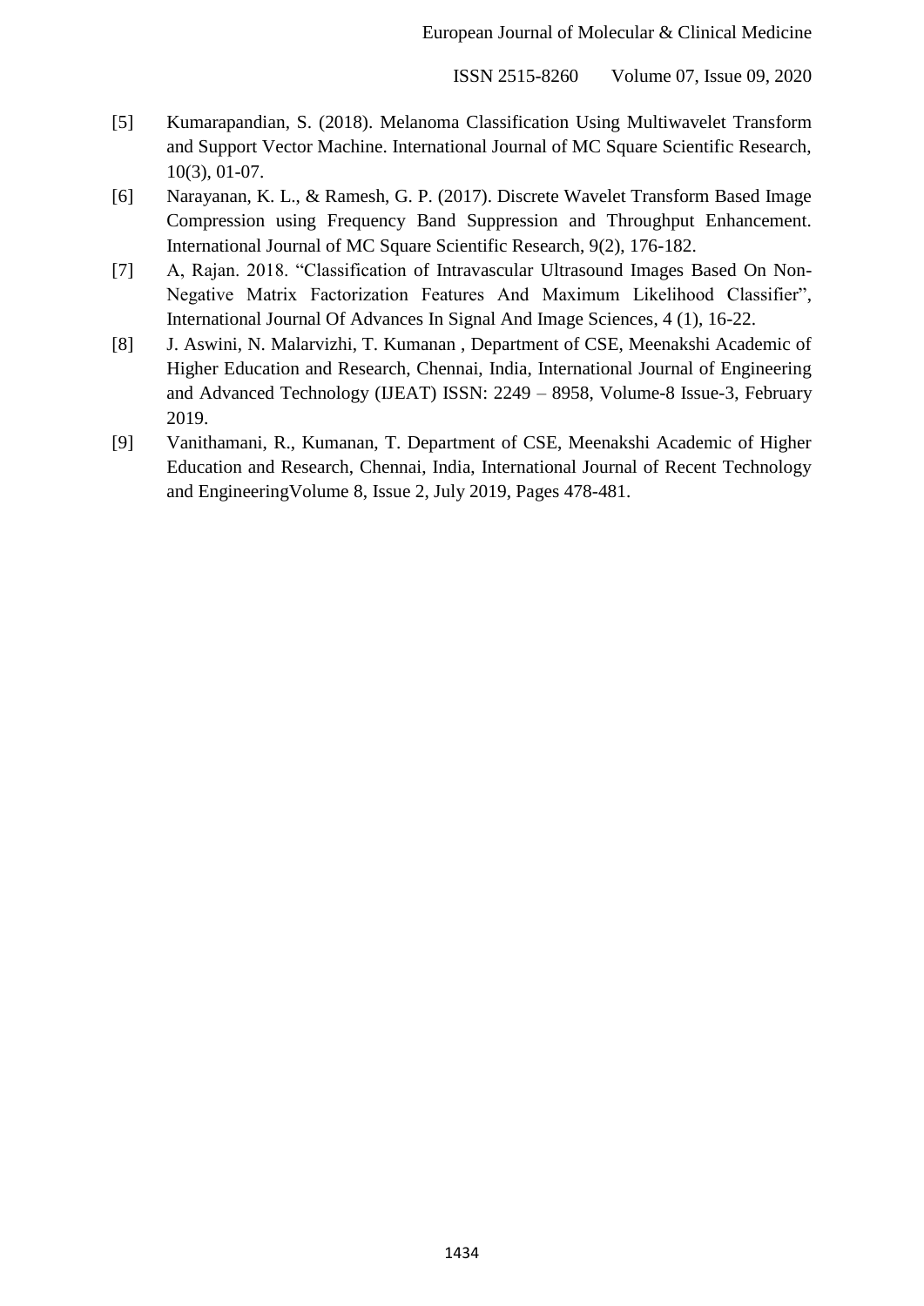[5] Kumarapandian, S. (2018). Melanoma Classification Using Multiwavelet Transform and Support Vector Machine. International Journal of MC Square Scientific Research, 10(3), 01-07.

[6] Narayanan, K. L., & Ramesh, G. P. (2017). Discrete Wavelet Transform Based Image Compression using Frequency Band Suppression and Throughput Enhancement. International Journal of MC Square Scientific Research, 9(2), 176-182.

[7] A, Rajan. 2018. "Classification of Intravascular Ultrasound Images Based On Non-Negative Matrix Factorization Features And Maximum Likelihood Classifier", International Journal Of Advances In Signal And Image Sciences, 4 (1), 16-22.

[8] J. Aswini, N. Malarvizhi, T. Kumanan , Department of CSE, Meenakshi Academic of Higher Education and Research, Chennai, India, International Journal of Engineering and Advanced Technology (IJEAT) ISSN: 2249 – 8958, Volume-8 Issue-3, February 2019.

[9] Vanithamani, R., Kumanan, T. Department of CSE, Meenakshi Academic of Higher Education and Research, Chennai, India, International Journal of Recent Technology and EngineeringVolume 8, Issue 2, July 2019, Pages 478-481.